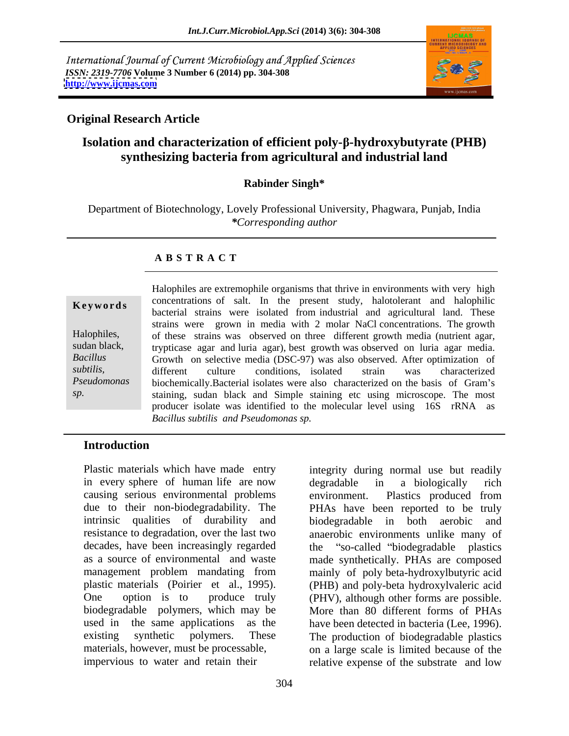International Journal of Current Microbiology and Applied Sciences
*ISSN: 2319-7706* **Volume 3 Number 6 (2014) pp. 304-308**
**http://www.ijcmas.com**

**Original Research Article**

# Isolation and characterization of efficient poly-β-hydroxybutyrate (PHB) synthesizing bacteria from agricultural and industrial land

**Rabinder Singh***

Department of Biotechnology, Lovely Professional University, Phagwara, Punjab, India
*\*Corresponding author*

## A B S T R A C T

**Keywords**

Halophiles, sudan black, *Bacillus subtilis, Pseudomonas sp.*

Halophiles are extremophile organisms that thrive in environments with very high concentrations of salt. In the present study, halotolerant and halophilic bacterial strains were isolated from industrial and agricultural land. These strains were grown in media with 2 molar NaCl concentrations. The growth of these strains was observed on three different growth media (nutrient agar, trypticase agar and luria agar), best growth was observed on luria agar media. Growth on selective media (DSC-97) was also observed. After optimization of different culture conditions, isolated strain was characterized biochemically.Bacterial isolates were also characterized on the basis of Gram's staining, sudan black and Simple staining etc using microscope. The most producer isolate was identified to the molecular level using 16S rRNA as *Bacillus subtilis and Pseudomonas sp.*

## Introduction

Plastic materials which have made entry in every sphere of human life are now causing serious environmental problems due to their non-biodegradability. The intrinsic qualities of durability and resistance to degradation, over the last two decades, have been increasingly regarded as a source of environmental and waste management problem mandating from plastic materials (Poirier et al., 1995). One option is to produce truly biodegradable polymers, which may be used in the same applications as the existing synthetic polymers. These materials, however, must be processable, impervious to water and retain their integrity during normal use but readily degradable in a biologically rich environment. Plastics produced from PHAs have been reported to be truly biodegradable in both aerobic and anaerobic environments unlike many of the "so-called "biodegradable plastics made synthetically. PHAs are composed mainly of poly beta-hydroxylbutyric acid (PHB) and poly-beta hydroxylvaleric acid (PHV), although other forms are possible. More than 80 different forms of PHAs have been detected in bacteria (Lee, 1996). The production of biodegradable plastics on a large scale is limited because of the relative expense of the substrate and low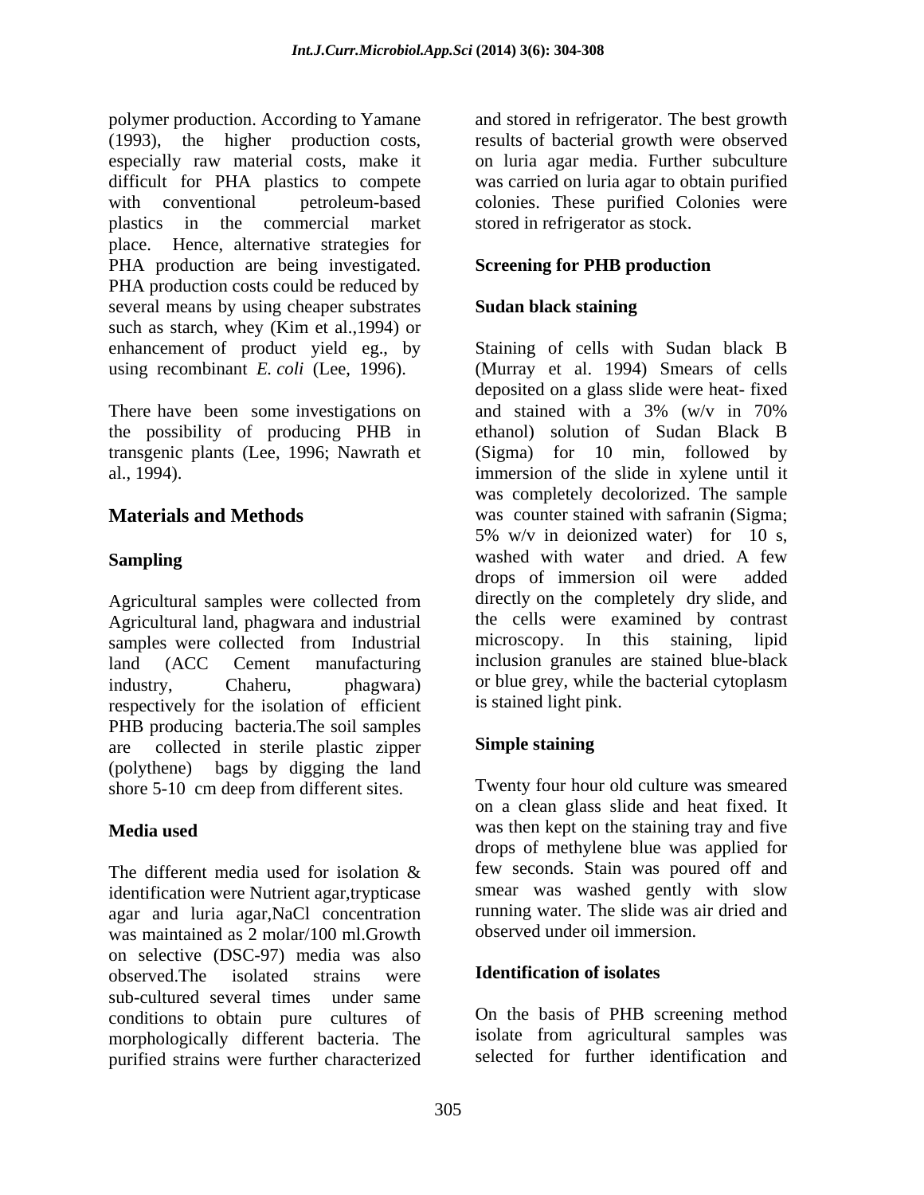polymer production. According to Yamane (1993), the higher production costs, especially raw material costs, make it difficult for PHA plastics to compete with conventional petroleum-based plastics in the commercial market place. Hence, alternative strategies for PHA production are being investigated. PHA production costs could be reduced by several means by using cheaper substrates such as starch, whey (Kim et al.,1994) or enhancement of product yield eg., by using recombinant *E. coli* (Lee, 1996).

There have been some investigations on the possibility of producing PHB in transgenic plants (Lee, 1996; Nawrath et al., 1994).

## Materials and Methods

### Sampling

Agricultural samples were collected from Agricultural land, phagwara and industrial samples were collected from Industrial land (ACC Cement manufacturing industry, Chaheru, phagwara) respectively for the isolation of efficient PHB producing bacteria.The soil samples are collected in sterile plastic zipper (polythene) bags by digging the land shore 5-10 cm deep from different sites.

### Media used

The different media used for isolation & identification were Nutrient agar,trypticase agar and luria agar,NaCl concentration was maintained as 2 molar/100 ml.Growth on selective (DSC-97) media was also observed.The isolated strains were sub-cultured several times under same conditions to obtain pure cultures of morphologically different bacteria. The purified strains were further characterized and stored in refrigerator. The best growth results of bacterial growth were observed on luria agar media. Further subculture was carried on luria agar to obtain purified colonies. These purified Colonies were stored in refrigerator as stock.

### Screening for PHB production

### Sudan black staining

Staining of cells with Sudan black B (Murray et al. 1994) Smears of cells deposited on a glass slide were heat- fixed and stained with a 3% (w/v in 70% ethanol) solution of Sudan Black B (Sigma) for 10 min, followed by immersion of the slide in xylene until it was completely decolorized. The sample was counter stained with safranin (Sigma; 5% w/v in deionized water) for 10 s, washed with water and dried. A few drops of immersion oil were added directly on the completely dry slide, and the cells were examined by contrast microscopy. In this staining, lipid inclusion granules are stained blue-black or blue grey, while the bacterial cytoplasm is stained light pink.

### Simple staining

Twenty four hour old culture was smeared on a clean glass slide and heat fixed. It was then kept on the staining tray and five drops of methylene blue was applied for few seconds. Stain was poured off and smear was washed gently with slow running water. The slide was air dried and observed under oil immersion.

### Identification of isolates

On the basis of PHB screening method isolate from agricultural samples was selected for further identification and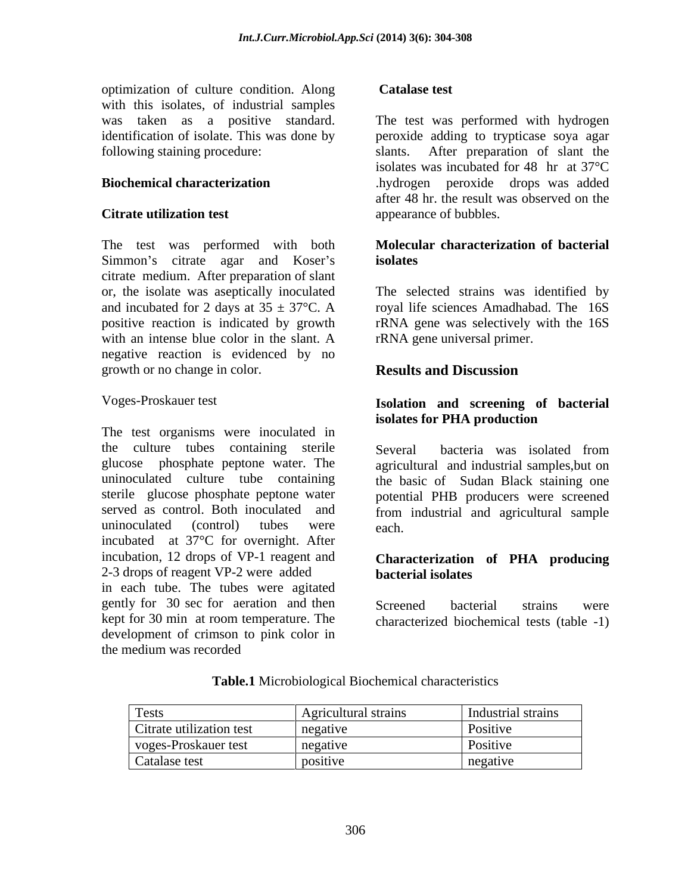optimization of culture condition. Along with this isolates, of industrial samples was taken as a positive standard. identification of isolate. This was done by following staining procedure:

**Biochemical characterization**

**Citrate utilization test**

The test was performed with both Simmon's citrate agar and Koser's citrate medium. After preparation of slant or, the isolate was aseptically inoculated and incubated for 2 days at $35 \pm 37$°C. A positive reaction is indicated by growth with an intense blue color in the slant. A negative reaction is evidenced by no growth or no change in color.

Voges-Proskauer test

The test organisms were inoculated in the culture tubes containing sterile glucose phosphate peptone water. The uninoculated culture tube containing sterile glucose phosphate peptone water served as control. Both inoculated and uninoculated (control) tubes were incubated at 37°C for overnight. After incubation, 12 drops of VP-1 reagent and 2-3 drops of reagent VP-2 were added in each tube. The tubes were agitated gently for 30 sec for aeration and then kept for 30 min at room temperature. The development of crimson to pink color in the medium was recorded

**Catalase test**

The test was performed with hydrogen peroxide adding to trypticase soya agar slants. After preparation of slant the isolates was incubated for 48 hr at 37°C .hydrogen peroxide drops was added after 48 hr. the result was observed on the appearance of bubbles.

**Molecular characterization of bacterial isolates**

The selected strains was identified by royal life sciences Amadhabad. The 16S rRNA gene was selectively with the 16S rRNA gene universal primer.

## Results and Discussion

**Isolation and screening of bacterial isolates for PHA production**

Several bacteria was isolated from agricultural and industrial samples,but on the basic of Sudan Black staining one potential PHB producers were screened from industrial and agricultural sample each.

**Characterization of PHA producing bacterial isolates**

Screened bacterial strains were characterized biochemical tests (table -1)

**Table.1** Microbiological Biochemical characteristics

| Tests | Agricultural strains | Industrial strains |
|---|---|---|
| Citrate utilization test | negative | Positive |
| voges-Proskauer test | negative | Positive |
| Catalase test | positive | negative |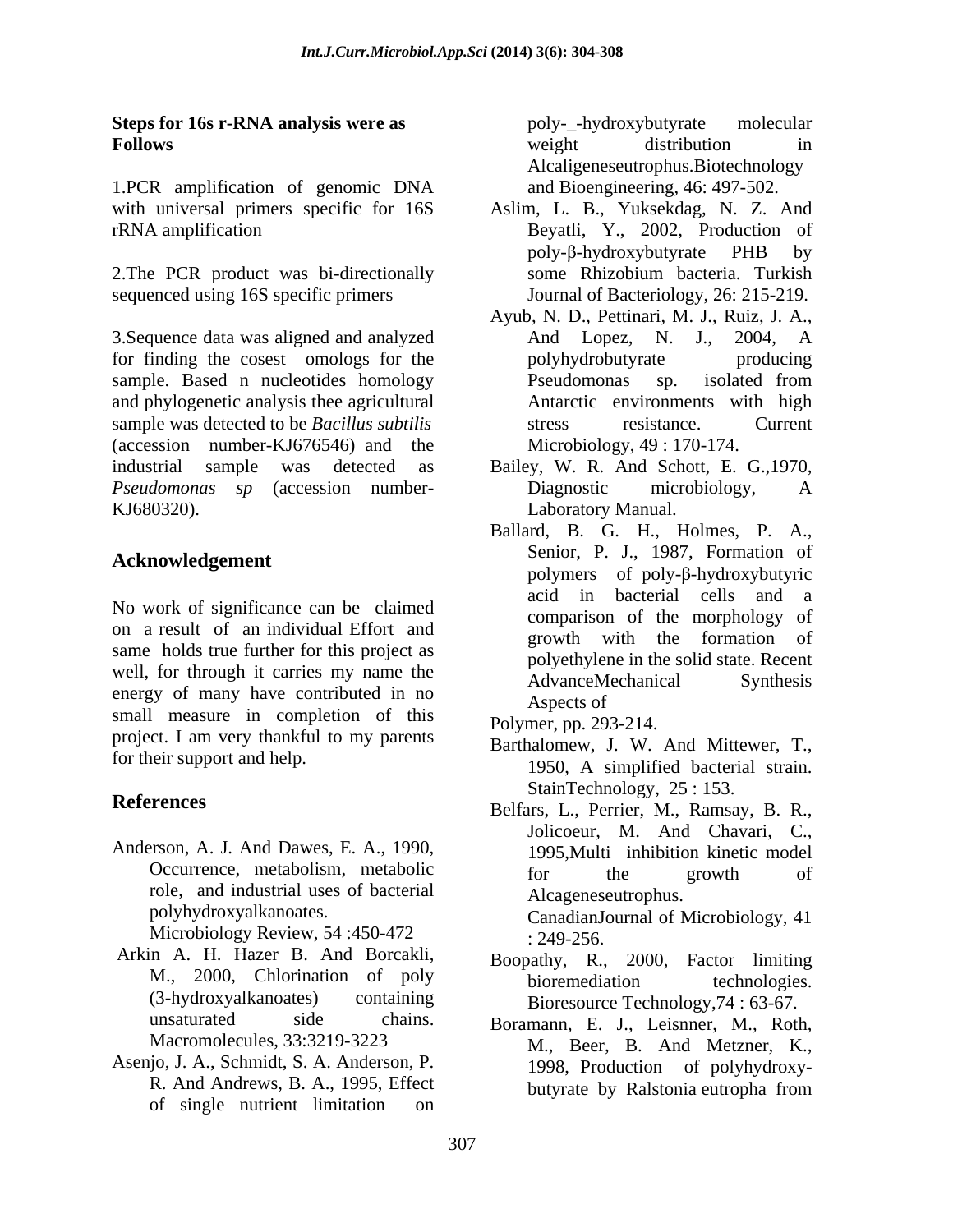**Steps for 16s r-RNA analysis were as Follows**

1.PCR amplification of genomic DNA with universal primers specific for 16S rRNA amplification

2.The PCR product was bi-directionally sequenced using 16S specific primers

3.Sequence data was aligned and analyzed for finding the cosest omologs for the sample. Based n nucleotides homology and phylogenetic analysis thee agricultural sample was detected to be *Bacillus subtilis* (accession number-KJ676546) and the industrial sample was detected as *Pseudomonas sp* (accession number-KJ680320).

## Acknowledgement

No work of significance can be claimed on a result of an individual Effort and same holds true further for this project as well, for through it carries my name the energy of many have contributed in no small measure in completion of this project. I am very thankful to my parents for their support and help.

## References

Anderson, A. J. And Dawes, E. A., 1990, Occurrence, metabolism, metabolic role, and industrial uses of bacterial polyhydroxyalkanoates. Microbiology Review, 54 :450-472

Arkin A. H. Hazer B. And Borcakli, M., 2000, Chlorination of poly (3-hydroxyalkanoates) containing unsaturated side chains. Macromolecules, 33:3219-3223

Asenjo, J. A., Schmidt, S. A. Anderson, P. R. And Andrews, B. A., 1995, Effect of single nutrient limitation on poly-_-hydroxybutyrate molecular weight distribution in Alcaligeneseutrophus.Biotechnology and Bioengineering, 46: 497-502.

Aslim, L. B., Yuksekdag, N. Z. And Beyatli, Y., 2002, Production of poly-β-hydroxybutyrate PHB by some Rhizobium bacteria. Turkish Journal of Bacteriology, 26: 215-219.

Ayub, N. D., Pettinari, M. J., Ruiz, J. A., And Lopez, N. J., 2004, A polyhydrobutyrate –producing Pseudomonas sp. isolated from Antarctic environments with high stress resistance. Current Microbiology, 49 : 170-174.

Bailey, W. R. And Schott, E. G.,1970, Diagnostic microbiology, A Laboratory Manual.

Ballard, B. G. H., Holmes, P. A., Senior, P. J., 1987, Formation of polymers of poly-β-hydroxybutyric acid in bacterial cells and a comparison of the morphology of growth with the formation of polyethylene in the solid state. Recent AdvanceMechanical Synthesis Aspects of Polymer, pp. 293-214.

Barthalomew, J. W. And Mittewer, T., 1950, A simplified bacterial strain. StainTechnology, 25 : 153.

Belfars, L., Perrier, M., Ramsay, B. R., Jolicoeur, M. And Chavari, C., 1995,Multi inhibition kinetic model for the growth of Alcageneseutrophus. CanadianJournal of Microbiology, 41 : 249-256.

Boopathy, R., 2000, Factor limiting bioremediation technologies. Bioresource Technology,74 : 63-67.

Boramann, E. J., Leisnner, M., Roth, M., Beer, B. And Metzner, K., 1998, Production of polyhydroxy-butyrate by Ralstonia eutropha from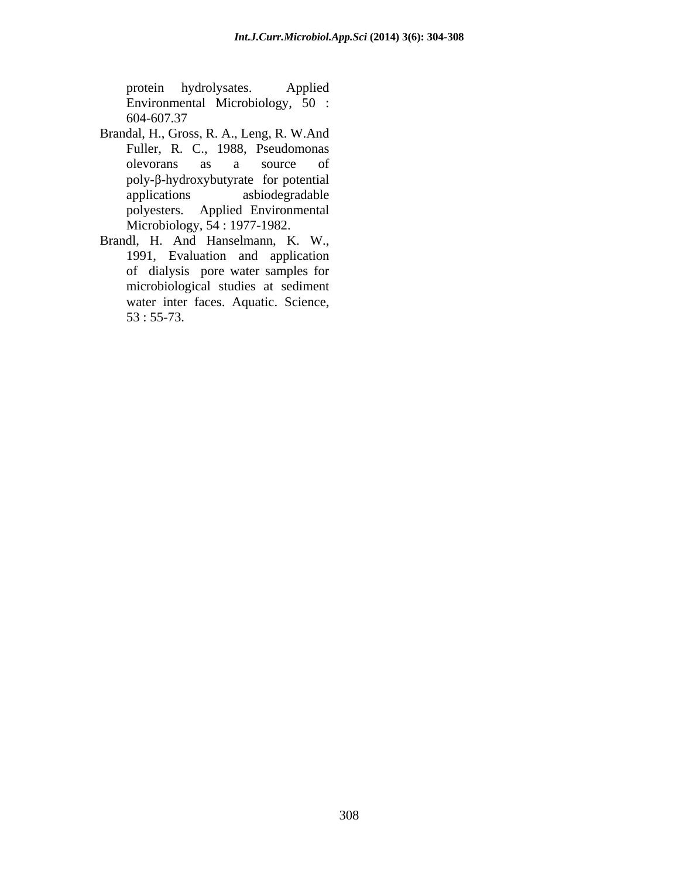protein hydrolysates. Applied Environmental Microbiology, 50 : 604-607.37

Brandal, H., Gross, R. A., Leng, R. W.And Fuller, R. C., 1988, Pseudomonas olevorans as a source of poly-β-hydroxybutyrate for potential applications asbiodegradable polyesters. Applied Environmental Microbiology, 54 : 1977-1982.

Brandl, H. And Hanselmann, K. W., 1991, Evaluation and application of dialysis pore water samples for microbiological studies at sediment water inter faces. Aquatic. Science, 53 : 55-73.